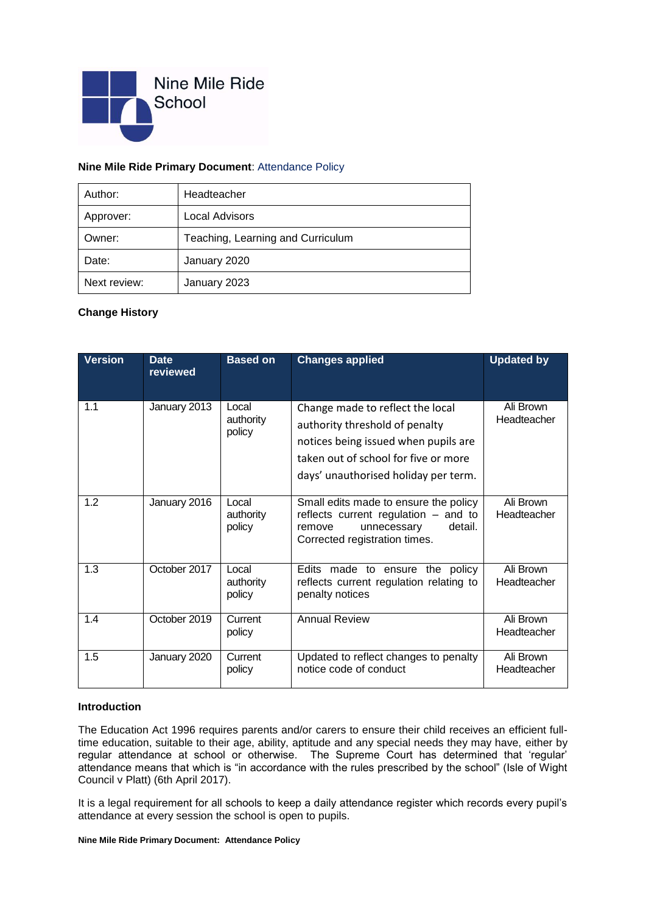Nine Mile Ride School

**Nine Mile Ride Primary Document**: Attendance Policy

| Author: | Headteacher |
|---|---|
| Approver: | Local Advisors |
| Owner: | Teaching, Learning and Curriculum |
| Date: | January 2020 |
| Next review: | January 2023 |

**Change History**

| Version | Date reviewed | Based on | Changes applied | Updated by |
|---|---|---|---|---|
| 1.1 | January 2013 | Local authority policy | Change made to reflect the local authority threshold of penalty notices being issued when pupils are taken out of school for five or more days' unauthorised holiday per term. | Ali Brown Headteacher |
| 1.2 | January 2016 | Local authority policy | Small edits made to ensure the policy reflects current regulation – and to remove unnecessary detail. Corrected registration times. | Ali Brown Headteacher |
| 1.3 | October 2017 | Local authority policy | Edits made to ensure the policy reflects current regulation relating to penalty notices | Ali Brown Headteacher |
| 1.4 | October 2019 | Current policy | Annual Review | Ali Brown Headteacher |
| 1.5 | January 2020 | Current policy | Updated to reflect changes to penalty notice code of conduct | Ali Brown Headteacher |

**Introduction**

The Education Act 1996 requires parents and/or carers to ensure their child receives an efficient full-time education, suitable to their age, ability, aptitude and any special needs they may have, either by regular attendance at school or otherwise. The Supreme Court has determined that 'regular' attendance means that which is "in accordance with the rules prescribed by the school" (Isle of Wight Council v Platt) (6th April 2017).

It is a legal requirement for all schools to keep a daily attendance register which records every pupil's attendance at every session the school is open to pupils.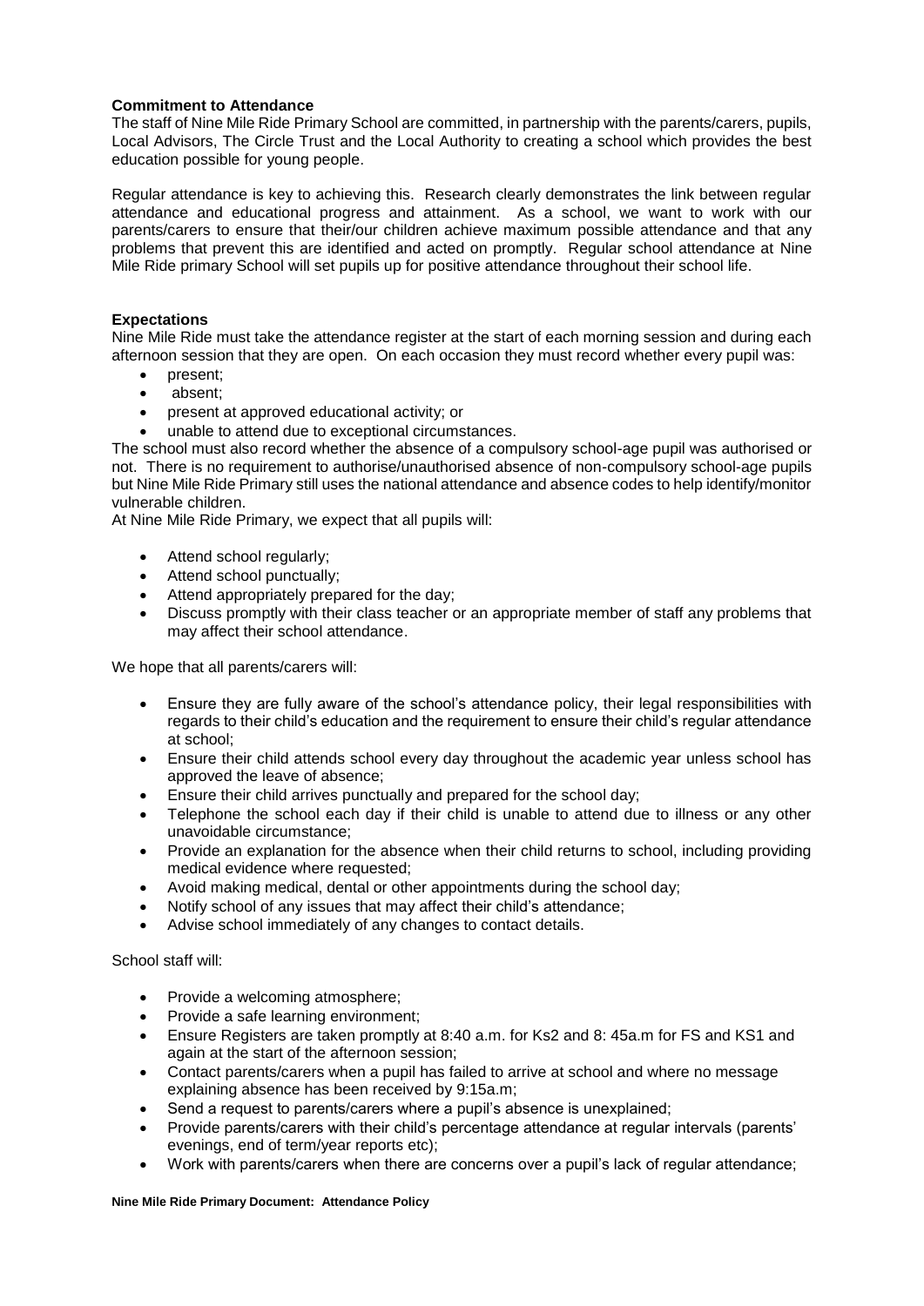**Commitment to Attendance**

The staff of Nine Mile Ride Primary School are committed, in partnership with the parents/carers, pupils, Local Advisors, The Circle Trust and the Local Authority to creating a school which provides the best education possible for young people.

Regular attendance is key to achieving this. Research clearly demonstrates the link between regular attendance and educational progress and attainment. As a school, we want to work with our parents/carers to ensure that their/our children achieve maximum possible attendance and that any problems that prevent this are identified and acted on promptly. Regular school attendance at Nine Mile Ride primary School will set pupils up for positive attendance throughout their school life.

**Expectations**

Nine Mile Ride must take the attendance register at the start of each morning session and during each afternoon session that they are open. On each occasion they must record whether every pupil was:

- present;
- absent;
- present at approved educational activity; or
- unable to attend due to exceptional circumstances.

The school must also record whether the absence of a compulsory school-age pupil was authorised or not. There is no requirement to authorise/unauthorised absence of non-compulsory school-age pupils but Nine Mile Ride Primary still uses the national attendance and absence codes to help identify/monitor vulnerable children.

At Nine Mile Ride Primary, we expect that all pupils will:

- Attend school regularly;
- Attend school punctually;
- Attend appropriately prepared for the day;
- Discuss promptly with their class teacher or an appropriate member of staff any problems that may affect their school attendance.

We hope that all parents/carers will:

- Ensure they are fully aware of the school's attendance policy, their legal responsibilities with regards to their child's education and the requirement to ensure their child's regular attendance at school;
- Ensure their child attends school every day throughout the academic year unless school has approved the leave of absence;
- Ensure their child arrives punctually and prepared for the school day;
- Telephone the school each day if their child is unable to attend due to illness or any other unavoidable circumstance;
- Provide an explanation for the absence when their child returns to school, including providing medical evidence where requested;
- Avoid making medical, dental or other appointments during the school day;
- Notify school of any issues that may affect their child's attendance;
- Advise school immediately of any changes to contact details.

School staff will:

- Provide a welcoming atmosphere;
- Provide a safe learning environment;
- Ensure Registers are taken promptly at 8:40 a.m. for Ks2 and 8: 45a.m for FS and KS1 and again at the start of the afternoon session;
- Contact parents/carers when a pupil has failed to arrive at school and where no message explaining absence has been received by 9:15a.m;
- Send a request to parents/carers where a pupil's absence is unexplained;
- Provide parents/carers with their child's percentage attendance at regular intervals (parents' evenings, end of term/year reports etc);
- Work with parents/carers when there are concerns over a pupil's lack of regular attendance;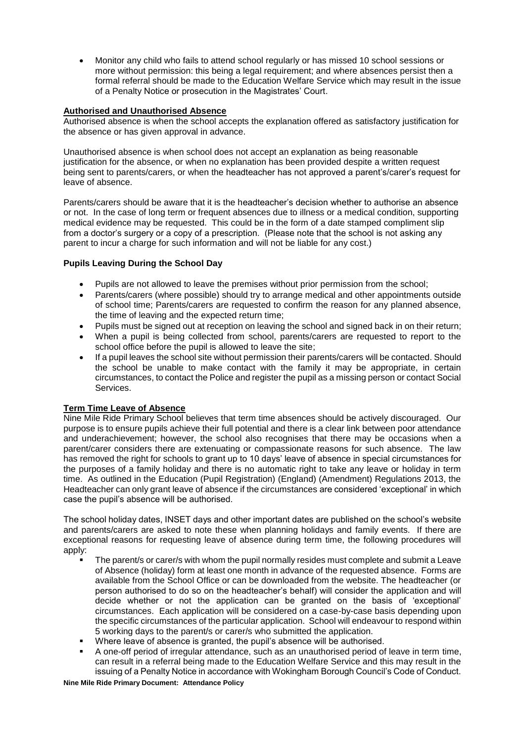- Monitor any child who fails to attend school regularly or has missed 10 school sessions or more without permission: this being a legal requirement; and where absences persist then a formal referral should be made to the Education Welfare Service which may result in the issue of a Penalty Notice or prosecution in the Magistrates' Court.

## Authorised and Unauthorised Absence

Authorised absence is when the school accepts the explanation offered as satisfactory justification for the absence or has given approval in advance.

Unauthorised absence is when school does not accept an explanation as being reasonable justification for the absence, or when no explanation has been provided despite a written request being sent to parents/carers, or when the headteacher has not approved a parent's/carer's request for leave of absence.

Parents/carers should be aware that it is the headteacher's decision whether to authorise an absence or not. In the case of long term or frequent absences due to illness or a medical condition, supporting medical evidence may be requested. This could be in the form of a date stamped compliment slip from a doctor's surgery or a copy of a prescription. (Please note that the school is not asking any parent to incur a charge for such information and will not be liable for any cost.)

## Pupils Leaving During the School Day

- Pupils are not allowed to leave the premises without prior permission from the school;
- Parents/carers (where possible) should try to arrange medical and other appointments outside of school time; Parents/carers are requested to confirm the reason for any planned absence, the time of leaving and the expected return time;
- Pupils must be signed out at reception on leaving the school and signed back in on their return;
- When a pupil is being collected from school, parents/carers are requested to report to the school office before the pupil is allowed to leave the site;
- If a pupil leaves the school site without permission their parents/carers will be contacted. Should the school be unable to make contact with the family it may be appropriate, in certain circumstances, to contact the Police and register the pupil as a missing person or contact Social Services.

## Term Time Leave of Absence

Nine Mile Ride Primary School believes that term time absences should be actively discouraged. Our purpose is to ensure pupils achieve their full potential and there is a clear link between poor attendance and underachievement; however, the school also recognises that there may be occasions when a parent/carer considers there are extenuating or compassionate reasons for such absence. The law has removed the right for schools to grant up to 10 days' leave of absence in special circumstances for the purposes of a family holiday and there is no automatic right to take any leave or holiday in term time. As outlined in the Education (Pupil Registration) (England) (Amendment) Regulations 2013, the Headteacher can only grant leave of absence if the circumstances are considered 'exceptional' in which case the pupil's absence will be authorised.

The school holiday dates, INSET days and other important dates are published on the school's website and parents/carers are asked to note these when planning holidays and family events. If there are exceptional reasons for requesting leave of absence during term time, the following procedures will apply:

- The parent/s or carer/s with whom the pupil normally resides must complete and submit a Leave of Absence (holiday) form at least one month in advance of the requested absence. Forms are available from the School Office or can be downloaded from the website. The headteacher (or person authorised to do so on the headteacher's behalf) will consider the application and will decide whether or not the application can be granted on the basis of 'exceptional' circumstances. Each application will be considered on a case-by-case basis depending upon the specific circumstances of the particular application. School will endeavour to respond within 5 working days to the parent/s or carer/s who submitted the application.
- Where leave of absence is granted, the pupil's absence will be authorised.
- A one-off period of irregular attendance, such as an unauthorised period of leave in term time, can result in a referral being made to the Education Welfare Service and this may result in the issuing of a Penalty Notice in accordance with Wokingham Borough Council's Code of Conduct.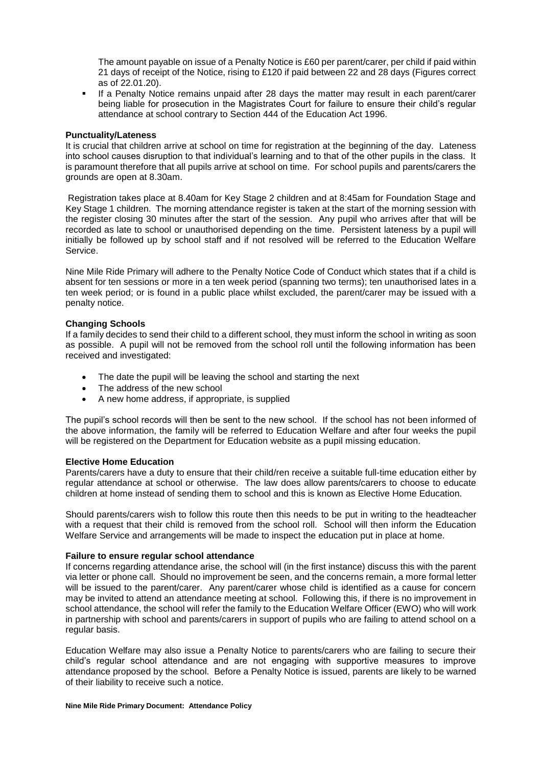The amount payable on issue of a Penalty Notice is £60 per parent/carer, per child if paid within 21 days of receipt of the Notice, rising to £120 if paid between 22 and 28 days (Figures correct as of 22.01.20).

- If a Penalty Notice remains unpaid after 28 days the matter may result in each parent/carer being liable for prosecution in the Magistrates Court for failure to ensure their child's regular attendance at school contrary to Section 444 of the Education Act 1996.

**Punctuality/Lateness**

It is crucial that children arrive at school on time for registration at the beginning of the day. Lateness into school causes disruption to that individual's learning and to that of the other pupils in the class. It is paramount therefore that all pupils arrive at school on time. For school pupils and parents/carers the grounds are open at 8.30am.

Registration takes place at 8.40am for Key Stage 2 children and at 8:45am for Foundation Stage and Key Stage 1 children. The morning attendance register is taken at the start of the morning session with the register closing 30 minutes after the start of the session. Any pupil who arrives after that will be recorded as late to school or unauthorised depending on the time. Persistent lateness by a pupil will initially be followed up by school staff and if not resolved will be referred to the Education Welfare Service.

Nine Mile Ride Primary will adhere to the Penalty Notice Code of Conduct which states that if a child is absent for ten sessions or more in a ten week period (spanning two terms); ten unauthorised lates in a ten week period; or is found in a public place whilst excluded, the parent/carer may be issued with a penalty notice.

**Changing Schools**

If a family decides to send their child to a different school, they must inform the school in writing as soon as possible. A pupil will not be removed from the school roll until the following information has been received and investigated:

- The date the pupil will be leaving the school and starting the next
- The address of the new school
- A new home address, if appropriate, is supplied

The pupil's school records will then be sent to the new school. If the school has not been informed of the above information, the family will be referred to Education Welfare and after four weeks the pupil will be registered on the Department for Education website as a pupil missing education.

**Elective Home Education**

Parents/carers have a duty to ensure that their child/ren receive a suitable full-time education either by regular attendance at school or otherwise. The law does allow parents/carers to choose to educate children at home instead of sending them to school and this is known as Elective Home Education.

Should parents/carers wish to follow this route then this needs to be put in writing to the headteacher with a request that their child is removed from the school roll. School will then inform the Education Welfare Service and arrangements will be made to inspect the education put in place at home.

**Failure to ensure regular school attendance**

If concerns regarding attendance arise, the school will (in the first instance) discuss this with the parent via letter or phone call. Should no improvement be seen, and the concerns remain, a more formal letter will be issued to the parent/carer. Any parent/carer whose child is identified as a cause for concern may be invited to attend an attendance meeting at school. Following this, if there is no improvement in school attendance, the school will refer the family to the Education Welfare Officer (EWO) who will work in partnership with school and parents/carers in support of pupils who are failing to attend school on a regular basis.

Education Welfare may also issue a Penalty Notice to parents/carers who are failing to secure their child's regular school attendance and are not engaging with supportive measures to improve attendance proposed by the school. Before a Penalty Notice is issued, parents are likely to be warned of their liability to receive such a notice.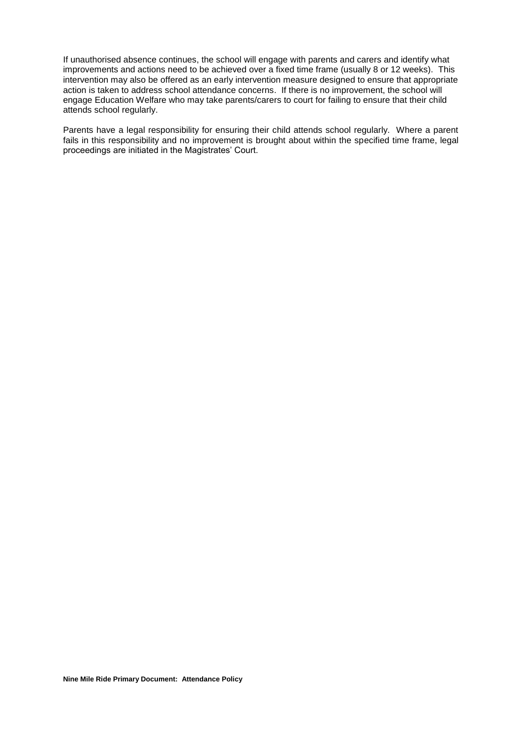If unauthorised absence continues, the school will engage with parents and carers and identify what improvements and actions need to be achieved over a fixed time frame (usually 8 or 12 weeks). This intervention may also be offered as an early intervention measure designed to ensure that appropriate action is taken to address school attendance concerns. If there is no improvement, the school will engage Education Welfare who may take parents/carers to court for failing to ensure that their child attends school regularly.

Parents have a legal responsibility for ensuring their child attends school regularly. Where a parent fails in this responsibility and no improvement is brought about within the specified time frame, legal proceedings are initiated in the Magistrates' Court.